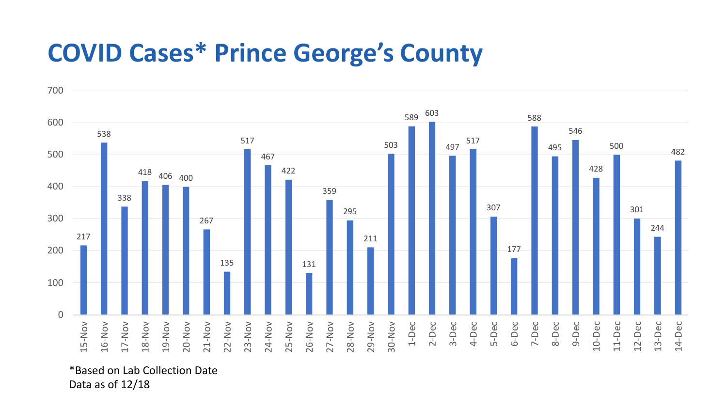# COVID Cases* Prince George's County

| Date | Cases |
|---|---|
| 15-Nov | 217 |
| 16-Nov | 538 |
| 17-Nov | 338 |
| 18-Nov | 418 |
| 19-Nov | 406 |
| 20-Nov | 400 |
| 21-Nov | 267 |
| 22-Nov | 135 |
| 23-Nov | 517 |
| 24-Nov | 467 |
| 25-Nov | 422 |
| 26-Nov | 131 |
| 27-Nov | 359 |
| 28-Nov | 295 |
| 29-Nov | 211 |
| 30-Nov | 503 |
| 1-Dec | 589 |
| 2-Dec | 603 |
| 3-Dec | 497 |
| 4-Dec | 517 |
| 5-Dec | 307 |
| 6-Dec | 177 |
| 7-Dec | 588 |
| 8-Dec | 495 |
| 9-Dec | 546 |
| 10-Dec | 428 |
| 11-Dec | 500 |
| 12-Dec | 301 |
| 13-Dec | 244 |
| 14-Dec | 482 |

*Based on Lab Collection Date
Data as of 12/18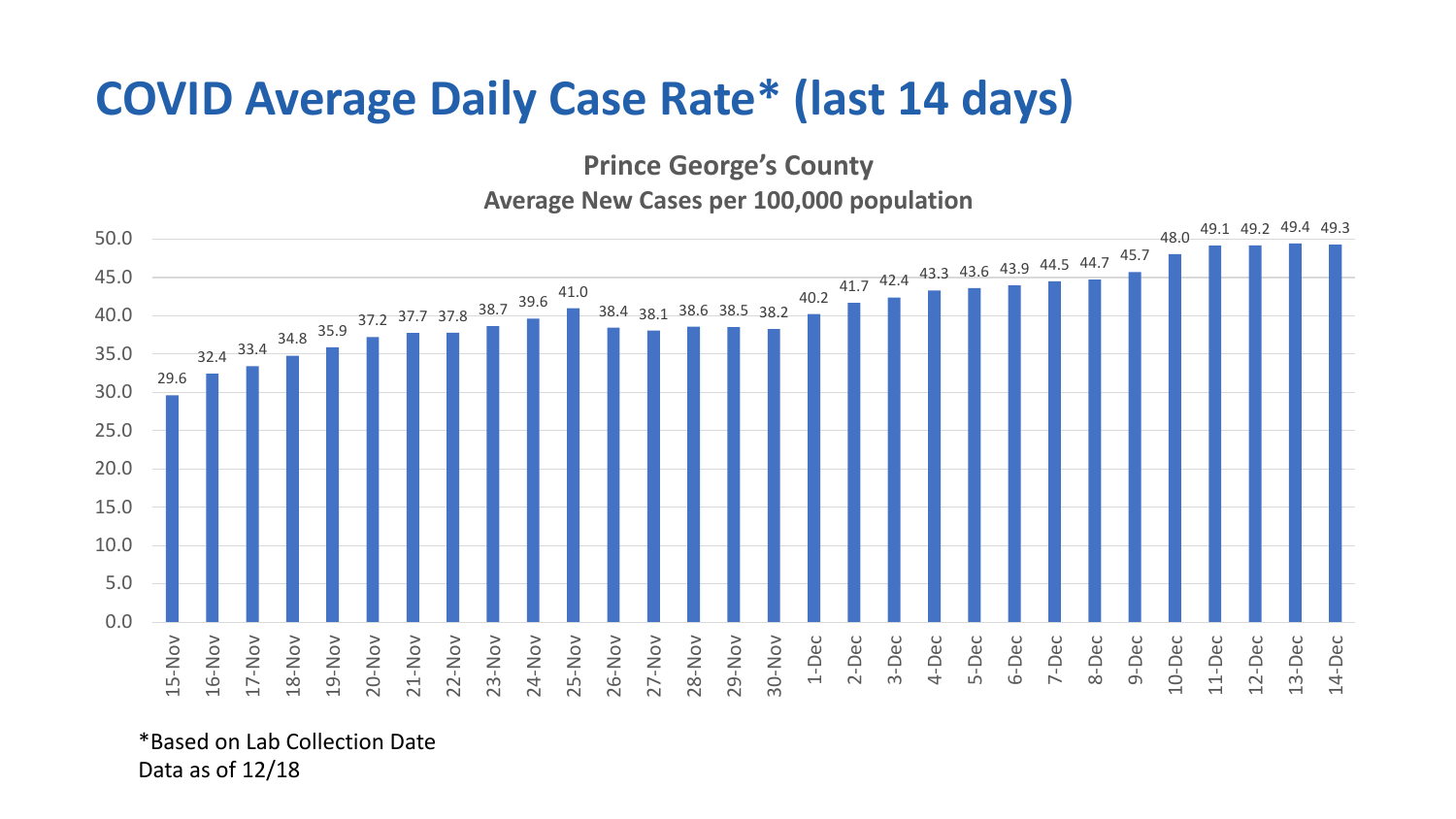# COVID Average Daily Case Rate* (last 14 days)

**Prince George's County**

**Average New Cases per 100,000 population**

| Date | Average New Cases per 100,000 population |
|---|---|
| 15-Nov | 29.6 |
| 16-Nov | 32.4 |
| 17-Nov | 33.4 |
| 18-Nov | 34.8 |
| 19-Nov | 35.9 |
| 20-Nov | 37.2 |
| 21-Nov | 37.7 |
| 22-Nov | 37.8 |
| 23-Nov | 38.7 |
| 24-Nov | 39.6 |
| 25-Nov | 41.0 |
| 26-Nov | 38.4 |
| 27-Nov | 38.1 |
| 28-Nov | 38.6 |
| 29-Nov | 38.5 |
| 30-Nov | 38.2 |
| 1-Dec | 40.2 |
| 2-Dec | 41.7 |
| 3-Dec | 42.4 |
| 4-Dec | 43.3 |
| 5-Dec | 43.6 |
| 6-Dec | 43.9 |
| 7-Dec | 44.5 |
| 8-Dec | 44.7 |
| 9-Dec | 45.7 |
| 10-Dec | 48.0 |
| 11-Dec | 49.1 |
| 12-Dec | 49.2 |
| 13-Dec | 49.4 |
| 14-Dec | 49.3 |

*Based on Lab Collection Date

Data as of 12/18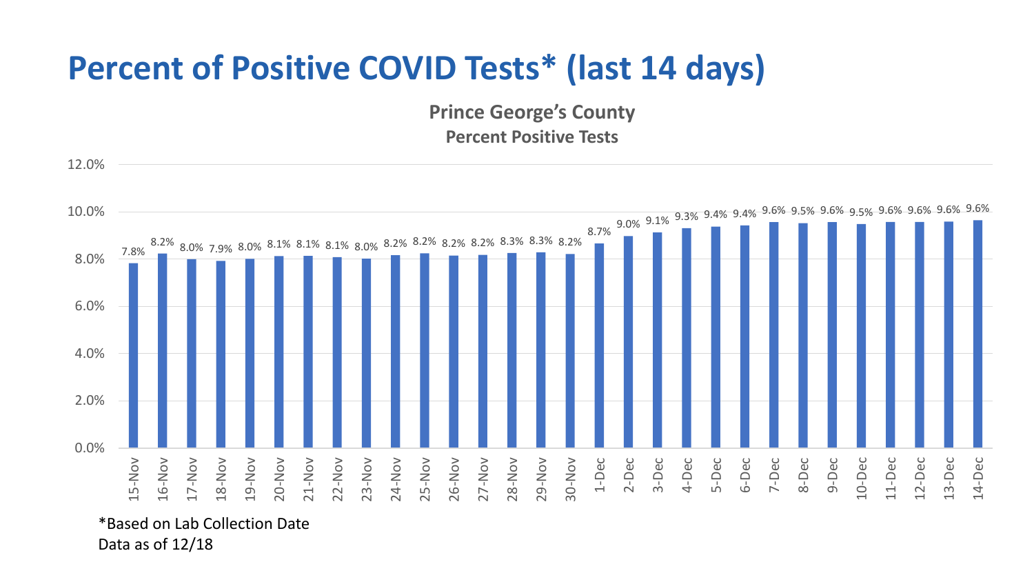# Percent of Positive COVID Tests* (last 14 days)

**Prince George's County**
**Percent Positive Tests**

12.0%
10.0%
8.0%
6.0%
4.0%
2.0%
0.0%

7.8% 8.2% 8.0% 7.9% 8.0% 8.1% 8.1% 8.1% 8.0% 8.2% 8.2% 8.2% 8.2% 8.3% 8.3% 8.2% 8.7% 9.0% 9.1% 9.3% 9.4% 9.4% 9.6% 9.5% 9.6% 9.5% 9.6% 9.6% 9.6% 9.6%

15-Nov 16-Nov 17-Nov 18-Nov 19-Nov 20-Nov 21-Nov 22-Nov 23-Nov 24-Nov 25-Nov 26-Nov 27-Nov 28-Nov 29-Nov 30-Nov 1-Dec 2-Dec 3-Dec 4-Dec 5-Dec 6-Dec 7-Dec 8-Dec 9-Dec 10-Dec 11-Dec 12-Dec 13-Dec 14-Dec

*Based on Lab Collection Date
Data as of 12/18